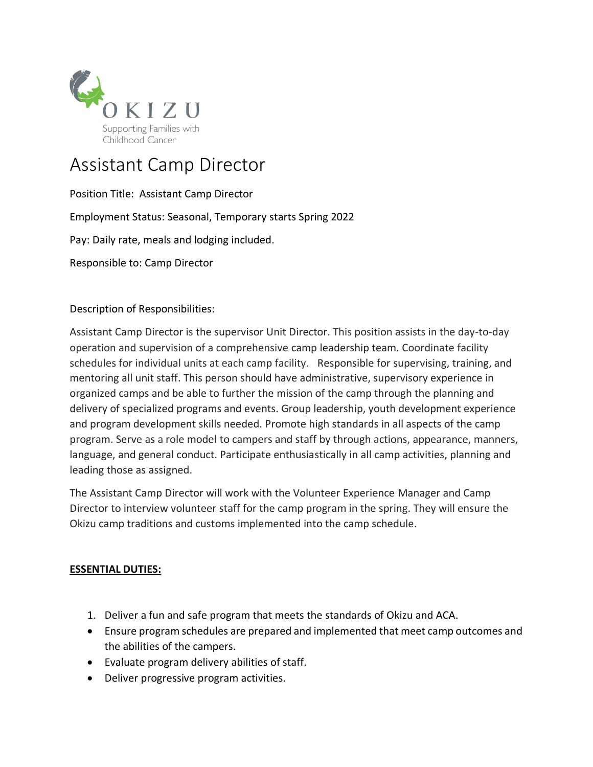OKIZU

Supporting Families with Childhood Cancer

# Assistant Camp Director

Position Title: Assistant Camp Director

Employment Status: Seasonal, Temporary starts Spring 2022

Pay: Daily rate, meals and lodging included.

Responsible to: Camp Director

Description of Responsibilities:

Assistant Camp Director is the supervisor Unit Director. This position assists in the day-to-day operation and supervision of a comprehensive camp leadership team. Coordinate facility schedules for individual units at each camp facility. Responsible for supervising, training, and mentoring all unit staff. This person should have administrative, supervisory experience in organized camps and be able to further the mission of the camp through the planning and delivery of specialized programs and events. Group leadership, youth development experience and program development skills needed. Promote high standards in all aspects of the camp program. Serve as a role model to campers and staff by through actions, appearance, manners, language, and general conduct. Participate enthusiastically in all camp activities, planning and leading those as assigned.

The Assistant Camp Director will work with the Volunteer Experience Manager and Camp Director to interview volunteer staff for the camp program in the spring. They will ensure the Okizu camp traditions and customs implemented into the camp schedule.

**ESSENTIAL DUTIES:**

1. Deliver a fun and safe program that meets the standards of Okizu and ACA.

- Ensure program schedules are prepared and implemented that meet camp outcomes and the abilities of the campers.
- Evaluate program delivery abilities of staff.
- Deliver progressive program activities.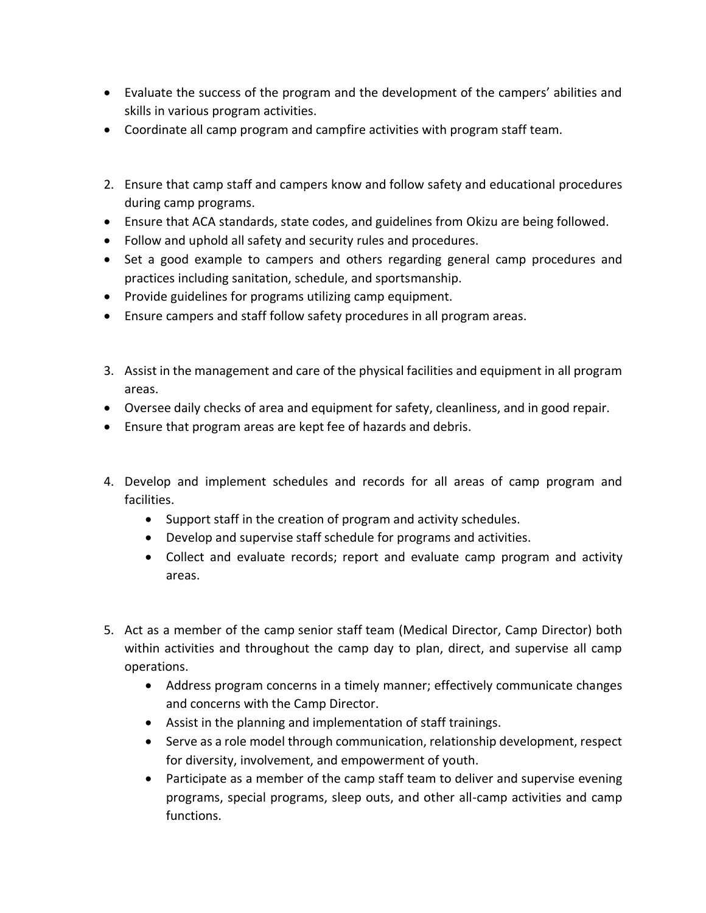- Evaluate the success of the program and the development of the campers' abilities and skills in various program activities.
- Coordinate all camp program and campfire activities with program staff team.

2. Ensure that camp staff and campers know and follow safety and educational procedures during camp programs.

- Ensure that ACA standards, state codes, and guidelines from Okizu are being followed.
- Follow and uphold all safety and security rules and procedures.
- Set a good example to campers and others regarding general camp procedures and practices including sanitation, schedule, and sportsmanship.
- Provide guidelines for programs utilizing camp equipment.
- Ensure campers and staff follow safety procedures in all program areas.

3. Assist in the management and care of the physical facilities and equipment in all program areas.

- Oversee daily checks of area and equipment for safety, cleanliness, and in good repair.
- Ensure that program areas are kept fee of hazards and debris.

4. Develop and implement schedules and records for all areas of camp program and facilities.
    - Support staff in the creation of program and activity schedules.
    - Develop and supervise staff schedule for programs and activities.
    - Collect and evaluate records; report and evaluate camp program and activity areas.

5. Act as a member of the camp senior staff team (Medical Director, Camp Director) both within activities and throughout the camp day to plan, direct, and supervise all camp operations.
    - Address program concerns in a timely manner; effectively communicate changes and concerns with the Camp Director.
    - Assist in the planning and implementation of staff trainings.
    - Serve as a role model through communication, relationship development, respect for diversity, involvement, and empowerment of youth.
    - Participate as a member of the camp staff team to deliver and supervise evening programs, special programs, sleep outs, and other all-camp activities and camp functions.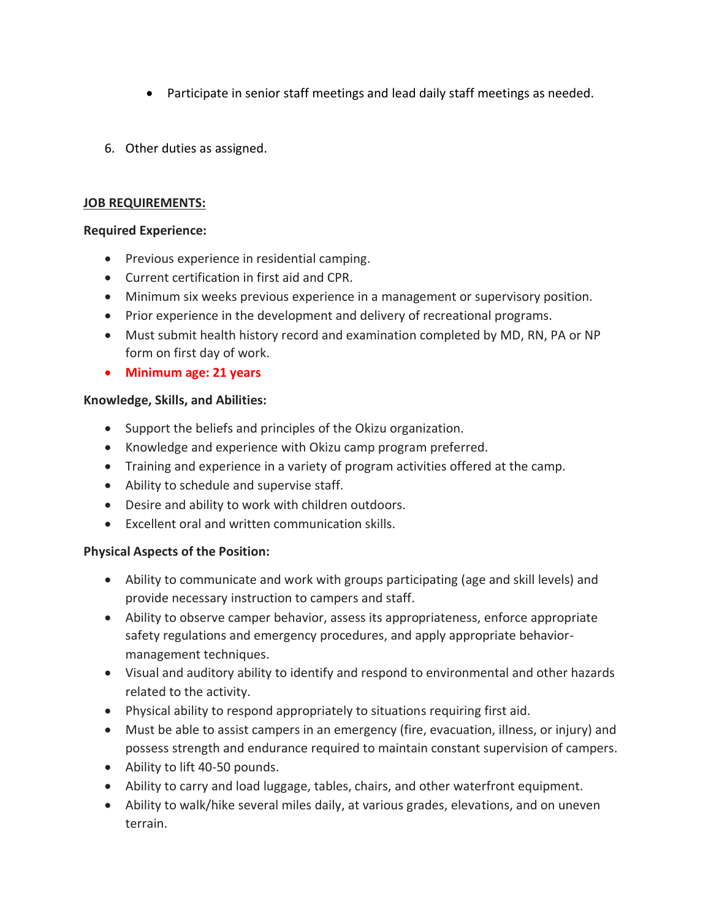- Participate in senior staff meetings and lead daily staff meetings as needed.

6. Other duties as assigned.

**JOB REQUIREMENTS:**

**Required Experience:**

- Previous experience in residential camping.
- Current certification in first aid and CPR.
- Minimum six weeks previous experience in a management or supervisory position.
- Prior experience in the development and delivery of recreational programs.
- Must submit health history record and examination completed by MD, RN, PA or NP form on first day of work.
- **Minimum age: 21 years**

**Knowledge, Skills, and Abilities:**

- Support the beliefs and principles of the Okizu organization.
- Knowledge and experience with Okizu camp program preferred.
- Training and experience in a variety of program activities offered at the camp.
- Ability to schedule and supervise staff.
- Desire and ability to work with children outdoors.
- Excellent oral and written communication skills.

**Physical Aspects of the Position:**

- Ability to communicate and work with groups participating (age and skill levels) and provide necessary instruction to campers and staff.
- Ability to observe camper behavior, assess its appropriateness, enforce appropriate safety regulations and emergency procedures, and apply appropriate behavior-management techniques.
- Visual and auditory ability to identify and respond to environmental and other hazards related to the activity.
- Physical ability to respond appropriately to situations requiring first aid.
- Must be able to assist campers in an emergency (fire, evacuation, illness, or injury) and possess strength and endurance required to maintain constant supervision of campers.
- Ability to lift 40-50 pounds.
- Ability to carry and load luggage, tables, chairs, and other waterfront equipment.
- Ability to walk/hike several miles daily, at various grades, elevations, and on uneven terrain.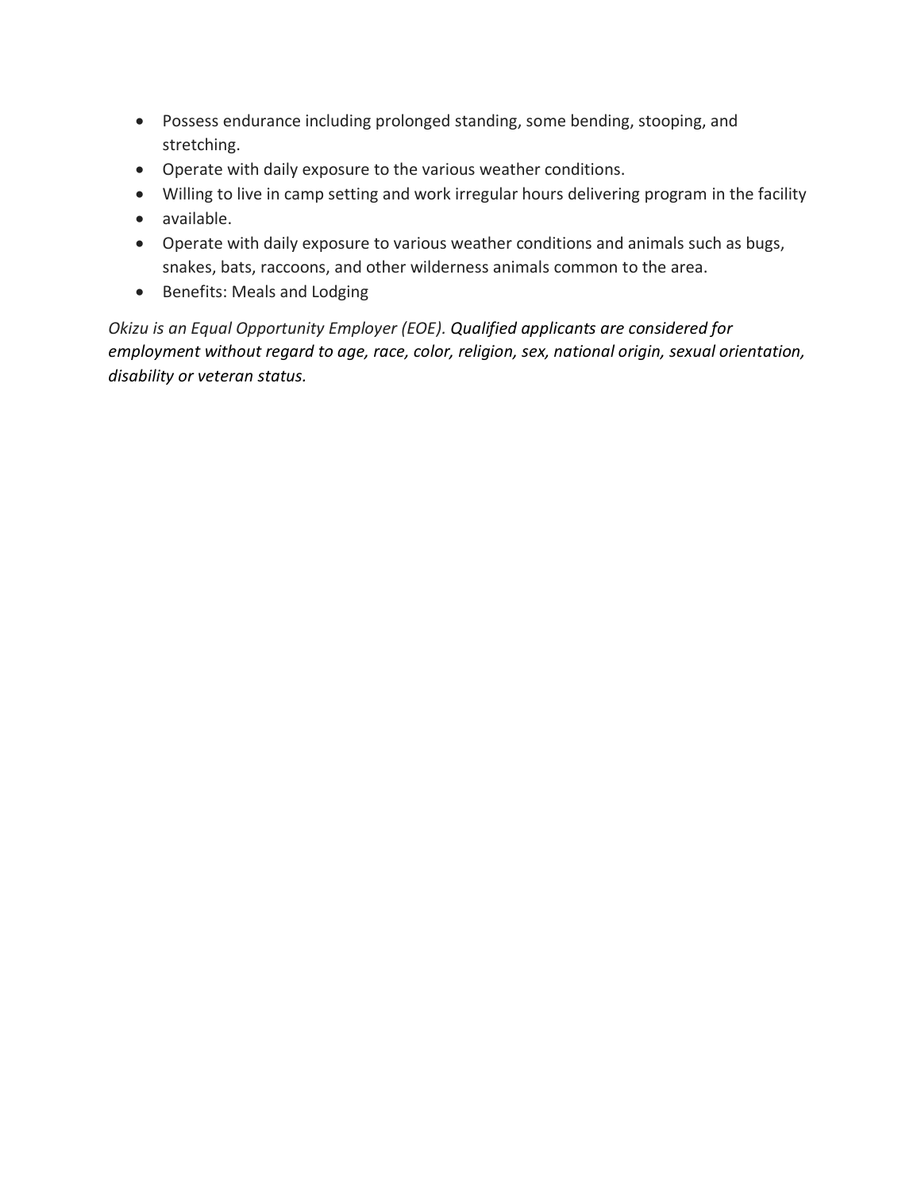- Possess endurance including prolonged standing, some bending, stooping, and stretching.
- Operate with daily exposure to the various weather conditions.
- Willing to live in camp setting and work irregular hours delivering program in the facility
- available.
- Operate with daily exposure to various weather conditions and animals such as bugs, snakes, bats, raccoons, and other wilderness animals common to the area.
- Benefits: Meals and Lodging

*Okizu is an Equal Opportunity Employer (EOE). Qualified applicants are considered for employment without regard to age, race, color, religion, sex, national origin, sexual orientation, disability or veteran status.*